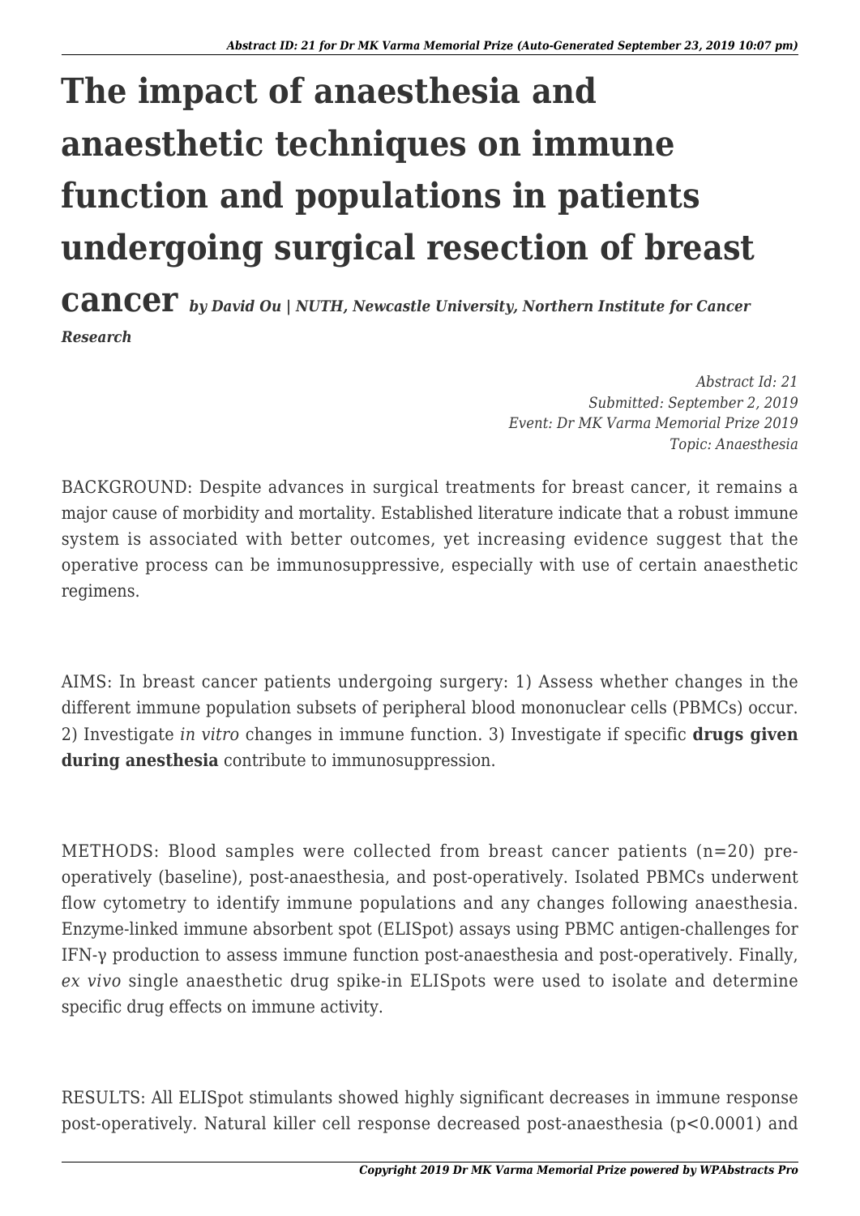# The impact of anaesthesia and anaesthetic techniques on immune function and populations in patients undergoing surgical resection of breast cancer

*by David Ou | NUTH, Newcastle University, Northern Institute for Cancer Research*

*Abstract Id: 21*
*Submitted: September 2, 2019*
*Event: Dr MK Varma Memorial Prize 2019*
*Topic: Anaesthesia*

BACKGROUND: Despite advances in surgical treatments for breast cancer, it remains a major cause of morbidity and mortality. Established literature indicate that a robust immune system is associated with better outcomes, yet increasing evidence suggest that the operative process can be immunosuppressive, especially with use of certain anaesthetic regimens.

AIMS: In breast cancer patients undergoing surgery: 1) Assess whether changes in the different immune population subsets of peripheral blood mononuclear cells (PBMCs) occur. 2) Investigate *in vitro* changes in immune function. 3) Investigate if specific **drugs given during anesthesia** contribute to immunosuppression.

METHODS: Blood samples were collected from breast cancer patients (n=20) pre-operatively (baseline), post-anaesthesia, and post-operatively. Isolated PBMCs underwent flow cytometry to identify immune populations and any changes following anaesthesia. Enzyme-linked immune absorbent spot (ELISpot) assays using PBMC antigen-challenges for IFN-γ production to assess immune function post-anaesthesia and post-operatively. Finally, *ex vivo* single anaesthetic drug spike-in ELISpots were used to isolate and determine specific drug effects on immune activity.

RESULTS: All ELISpot stimulants showed highly significant decreases in immune response post-operatively. Natural killer cell response decreased post-anaesthesia ($p<0.0001$) and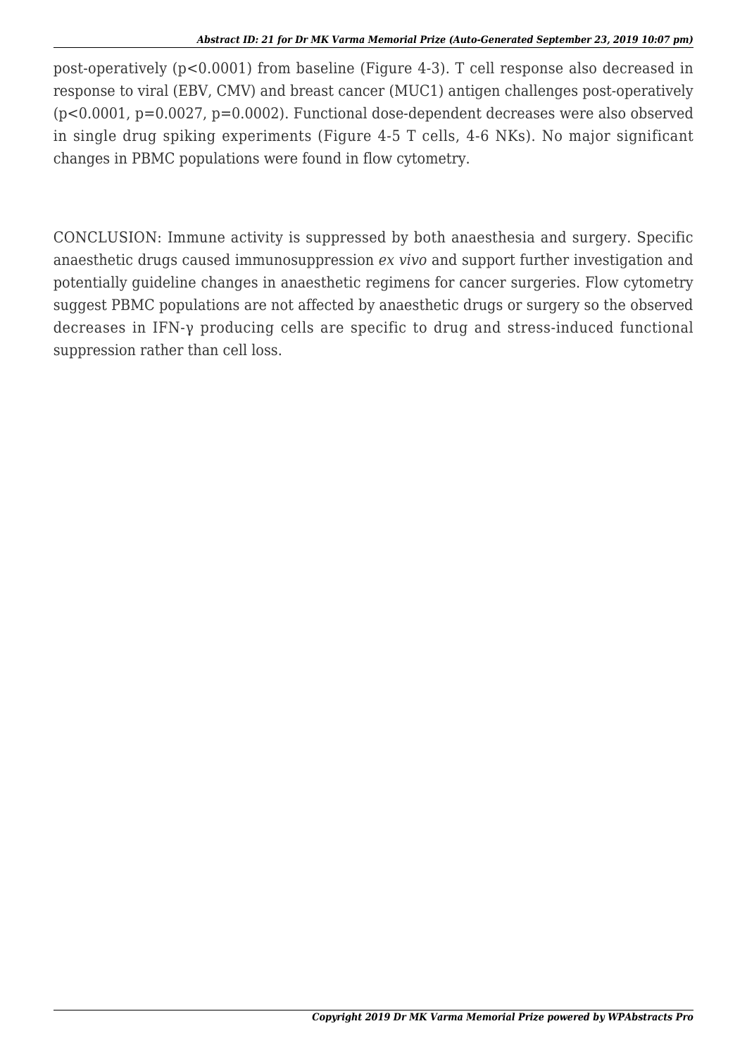post-operatively ($p<0.0001$) from baseline (Figure 4-3). T cell response also decreased in response to viral (EBV, CMV) and breast cancer (MUC1) antigen challenges post-operatively ($p<0.0001$, $p=0.0027$, $p=0.0002$). Functional dose-dependent decreases were also observed in single drug spiking experiments (Figure 4-5 T cells, 4-6 NKs). No major significant changes in PBMC populations were found in flow cytometry.

CONCLUSION: Immune activity is suppressed by both anaesthesia and surgery. Specific anaesthetic drugs caused immunosuppression *ex vivo* and support further investigation and potentially guideline changes in anaesthetic regimens for cancer surgeries. Flow cytometry suggest PBMC populations are not affected by anaesthetic drugs or surgery so the observed decreases in IFN-γ producing cells are specific to drug and stress-induced functional suppression rather than cell loss.